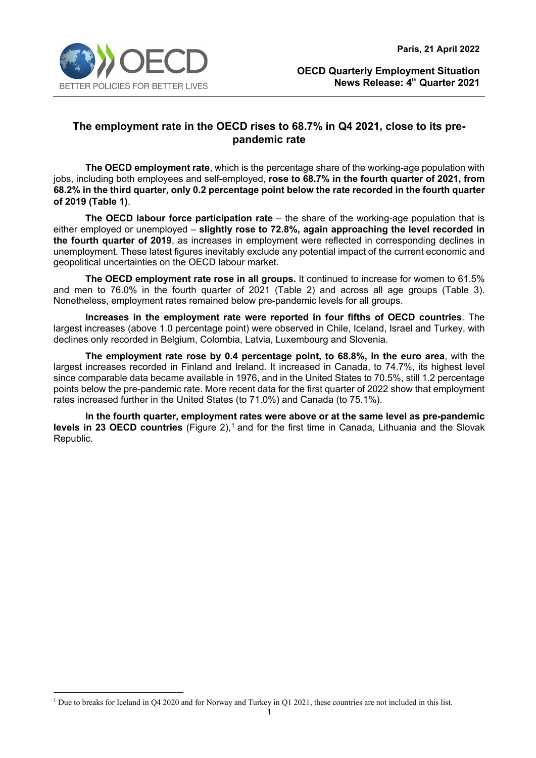Paris, 21 April 2022

OECD Quarterly Employment Situation
News Release: 4th Quarter 2021

# The employment rate in the OECD rises to 68.7% in Q4 2021, close to its pre-pandemic rate

**The OECD employment rate**, which is the percentage share of the working-age population with jobs, including both employees and self-employed, **rose to 68.7% in the fourth quarter of 2021, from 68.2% in the third quarter, only 0.2 percentage point below the rate recorded in the fourth quarter of 2019 (Table 1)**.

**The OECD labour force participation rate** – the share of the working-age population that is either employed or unemployed – **slightly rose to 72.8%, again approaching the level recorded in the fourth quarter of 2019**, as increases in employment were reflected in corresponding declines in unemployment. These latest figures inevitably exclude any potential impact of the current economic and geopolitical uncertainties on the OECD labour market.

**The OECD employment rate rose in all groups.** It continued to increase for women to 61.5% and men to 76.0% in the fourth quarter of 2021 (Table 2) and across all age groups (Table 3). Nonetheless, employment rates remained below pre-pandemic levels for all groups.

**Increases in the employment rate were reported in four fifths of OECD countries**. The largest increases (above 1.0 percentage point) were observed in Chile, Iceland, Israel and Turkey, with declines only recorded in Belgium, Colombia, Latvia, Luxembourg and Slovenia.

**The employment rate rose by 0.4 percentage point, to 68.8%, in the euro area**, with the largest increases recorded in Finland and Ireland. It increased in Canada, to 74.7%, its highest level since comparable data became available in 1976, and in the United States to 70.5%, still 1.2 percentage points below the pre-pandemic rate. More recent data for the first quarter of 2022 show that employment rates increased further in the United States (to 71.0%) and Canada (to 75.1%).

**In the fourth quarter, employment rates were above or at the same level as pre-pandemic levels in 23 OECD countries** (Figure 2),[1] and for the first time in Canada, Lithuania and the Slovak Republic.

[1] Due to breaks for Iceland in Q4 2020 and for Norway and Turkey in Q1 2021, these countries are not included in this list.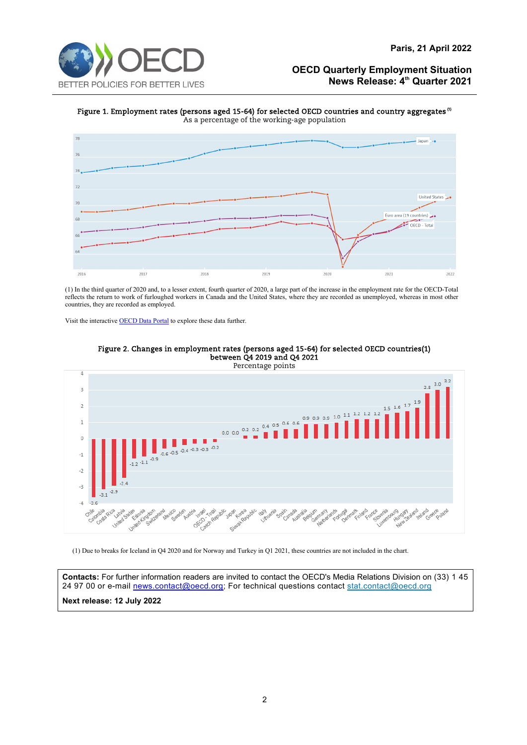Paris, 21 April 2022

**OECD Quarterly Employment Situation**
**News Release: 4th Quarter 2021**

**Figure 1. Employment rates (persons aged 15-64) for selected OECD countries and country aggregates (1)**
As a percentage of the working-age population

(1) In the third quarter of 2020 and, to a lesser extent, fourth quarter of 2020, a large part of the increase in the employment rate for the OECD-Total reflects the return to work of furloughed workers in Canada and the United States, where they are recorded as unemployed, whereas in most other countries, they are recorded as employed.

Visit the interactive OECD Data Portal to explore these data further.

**Figure 2. Changes in employment rates (persons aged 15-64) for selected OECD countries(1) between Q4 2019 and Q4 2021**
Percentage points

| Country | Change |
|---|---|
| Chile | -3.6 |
| Colombia | -3.1 |
| Costa Rica | -2.9 |
| Latvia | -2.4 |
| United States | -1.2 |
| Estonia | -1.1 |
| United Kingdom | -0.9 |
| Switzerland | -0.6 |
| Mexico | -0.5 |
| Sweden | -0.4 |
| Austria | -0.3 |
| Israel | -0.3 |
| OECD - Total | -0.2 |
| Czech Republic | 0.0 |
| Japan | 0.0 |
| Korea | 0.2 |
| Slovak Republic | 0.2 |
| Italy | 0.4 |
| Lithuania | 0.5 |
| Spain | 0.6 |
| Canada | 0.6 |
| Australia | 0.9 |
| Belgium | 0.9 |
| Germany | 0.9 |
| Netherlands | 1.0 |
| Portugal | 1.1 |
| Denmark | 1.2 |
| Finland | 1.2 |
| France | 1.2 |
| Slovenia | 1.5 |
| Luxembourg | 1.6 |
| Hungary | 1.7 |
| New Zealand | 1.9 |
| Ireland | 2.8 |
| Greece | 3.0 |
| Poland | 3.2 |

(1) Due to breaks for Iceland in Q4 2020 and for Norway and Turkey in Q1 2021, these countries are not included in the chart.

**Contacts:** For further information readers are invited to contact the OECD's Media Relations Division on (33) 1 45 24 97 00 or e-mail news.contact@oecd.org; For technical questions contact stat.contact@oecd.org

**Next release: 12 July 2022**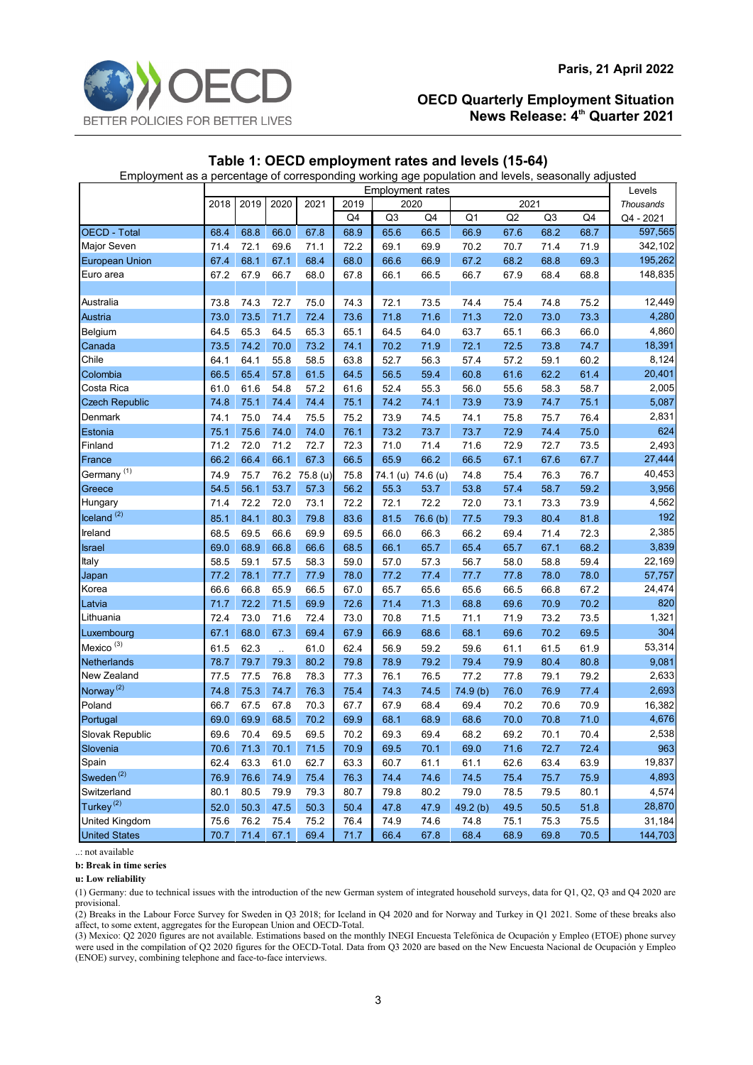Paris, 21 April 2022

**OECD Quarterly Employment Situation**
**News Release: 4th Quarter 2021**

## Table 1: OECD employment rates and levels (15-64)

Employment as a percentage of corresponding working age population and levels, seasonally adjusted

| | Employment rates | | | | | | | | | | | Levels |
|---|---|---|---|---|---|---|---|---|---|---|---|---|
| | 2018 | 2019 | 2020 | 2021 | 2019 | 2020 | | 2021 | | | | *Thousands* |
| | | | | | Q4 | Q3 | Q4 | Q1 | Q2 | Q3 | Q4 | Q4 - 2021 |
| OECD - Total | 68.4 | 68.8 | 66.0 | 67.8 | 68.9 | 65.6 | 66.5 | 66.9 | 67.6 | 68.2 | 68.7 | 597,565 |
| Major Seven | 71.4 | 72.1 | 69.6 | 71.1 | 72.2 | 69.1 | 69.9 | 70.2 | 70.7 | 71.4 | 71.9 | 342,102 |
| European Union | 67.4 | 68.1 | 67.1 | 68.4 | 68.0 | 66.6 | 66.9 | 67.2 | 68.2 | 68.8 | 69.3 | 195,262 |
| Euro area | 67.2 | 67.9 | 66.7 | 68.0 | 67.8 | 66.1 | 66.5 | 66.7 | 67.9 | 68.4 | 68.8 | 148,835 |
| | | | | | | | | | | | | |
| Australia | 73.8 | 74.3 | 72.7 | 75.0 | 74.3 | 72.1 | 73.5 | 74.4 | 75.4 | 74.8 | 75.2 | 12,449 |
| Austria | 73.0 | 73.5 | 71.7 | 72.4 | 73.6 | 71.8 | 71.6 | 71.3 | 72.0 | 73.0 | 73.3 | 4,280 |
| Belgium | 64.5 | 65.3 | 64.5 | 65.3 | 65.1 | 64.5 | 64.0 | 63.7 | 65.1 | 66.3 | 66.0 | 4,860 |
| Canada | 73.5 | 74.2 | 70.0 | 73.2 | 74.1 | 70.2 | 71.9 | 72.1 | 72.5 | 73.8 | 74.7 | 18,391 |
| Chile | 64.1 | 64.1 | 55.8 | 58.5 | 63.8 | 52.7 | 56.3 | 57.4 | 57.2 | 59.1 | 60.2 | 8,124 |
| Colombia | 66.5 | 65.4 | 57.8 | 61.5 | 64.5 | 56.5 | 59.4 | 60.8 | 61.6 | 62.2 | 61.4 | 20,401 |
| Costa Rica | 61.0 | 61.6 | 54.8 | 57.2 | 61.6 | 52.4 | 55.3 | 56.0 | 55.6 | 58.3 | 58.7 | 2,005 |
| Czech Republic | 74.8 | 75.1 | 74.4 | 74.4 | 75.1 | 74.2 | 74.1 | 73.9 | 73.9 | 74.7 | 75.1 | 5,087 |
| Denmark | 74.1 | 75.0 | 74.4 | 75.5 | 75.2 | 73.9 | 74.5 | 74.1 | 75.8 | 75.7 | 76.4 | 2,831 |
| Estonia | 75.1 | 75.6 | 74.0 | 74.0 | 76.1 | 73.2 | 73.7 | 73.7 | 72.9 | 74.4 | 75.0 | 624 |
| Finland | 71.2 | 72.0 | 71.2 | 72.7 | 72.3 | 71.0 | 71.4 | 71.6 | 72.9 | 72.7 | 73.5 | 2,493 |
| France | 66.2 | 66.4 | 66.1 | 67.3 | 66.5 | 65.9 | 66.2 | 66.5 | 67.1 | 67.6 | 67.7 | 27,444 |
| Germany (1) | 74.9 | 75.7 | 76.2 | 75.8 (u) | 75.8 | 74.1 (u) | 74.6 (u) | 74.8 | 75.4 | 76.3 | 76.7 | 40,453 |
| Greece | 54.5 | 56.1 | 53.7 | 57.3 | 56.2 | 55.3 | 53.7 | 53.8 | 57.4 | 58.7 | 59.2 | 3,956 |
| Hungary | 71.4 | 72.2 | 72.0 | 73.1 | 72.2 | 72.1 | 72.2 | 72.0 | 73.1 | 73.3 | 73.9 | 4,562 |
| Iceland (2) | 85.1 | 84.1 | 80.3 | 79.8 | 83.6 | 81.5 | 76.6 (b) | 77.5 | 79.3 | 80.4 | 81.8 | 192 |
| Ireland | 68.5 | 69.5 | 66.6 | 69.9 | 69.5 | 66.0 | 66.3 | 66.2 | 69.4 | 71.4 | 72.3 | 2,385 |
| Israel | 69.0 | 68.9 | 66.8 | 66.6 | 68.5 | 66.1 | 65.7 | 65.4 | 65.7 | 67.1 | 68.2 | 3,839 |
| Italy | 58.5 | 59.1 | 57.5 | 58.3 | 59.0 | 57.0 | 57.3 | 56.7 | 58.0 | 58.8 | 59.4 | 22,169 |
| Japan | 77.2 | 78.1 | 77.7 | 77.9 | 78.0 | 77.2 | 77.4 | 77.7 | 77.8 | 78.0 | 78.0 | 57,757 |
| Korea | 66.6 | 66.8 | 65.9 | 66.5 | 67.0 | 65.7 | 65.6 | 65.6 | 66.5 | 66.8 | 67.2 | 24,474 |
| Latvia | 71.7 | 72.2 | 71.5 | 69.9 | 72.6 | 71.4 | 71.3 | 68.8 | 69.6 | 70.9 | 70.2 | 820 |
| Lithuania | 72.4 | 73.0 | 71.6 | 72.4 | 73.0 | 70.8 | 71.5 | 71.1 | 71.9 | 73.2 | 73.5 | 1,321 |
| Luxembourg | 67.1 | 68.0 | 67.3 | 69.4 | 67.9 | 66.9 | 68.6 | 68.1 | 69.6 | 70.2 | 69.5 | 304 |
| Mexico (3) | 61.5 | 62.3 | .. | 61.0 | 62.4 | 56.9 | 59.2 | 59.6 | 61.1 | 61.5 | 61.9 | 53,314 |
| Netherlands | 78.7 | 79.7 | 79.3 | 80.2 | 79.8 | 78.9 | 79.2 | 79.4 | 79.9 | 80.4 | 80.8 | 9,081 |
| New Zealand | 77.5 | 77.5 | 76.8 | 78.3 | 77.3 | 76.1 | 76.5 | 77.2 | 77.8 | 79.1 | 79.2 | 2,633 |
| Norway (2) | 74.8 | 75.3 | 74.7 | 76.3 | 75.4 | 74.3 | 74.5 | 74.9 (b) | 76.0 | 76.9 | 77.4 | 2,693 |
| Poland | 66.7 | 67.5 | 67.8 | 70.3 | 67.7 | 67.9 | 68.4 | 69.4 | 70.2 | 70.6 | 70.9 | 16,382 |
| Portugal | 69.0 | 69.9 | 68.5 | 70.2 | 69.9 | 68.1 | 68.9 | 68.6 | 70.0 | 70.8 | 71.0 | 4,676 |
| Slovak Republic | 69.6 | 70.4 | 69.5 | 69.5 | 70.2 | 69.3 | 69.4 | 68.2 | 69.2 | 70.1 | 70.4 | 2,538 |
| Slovenia | 70.6 | 71.3 | 70.1 | 71.5 | 70.9 | 69.5 | 70.1 | 69.0 | 71.6 | 72.7 | 72.4 | 963 |
| Spain | 62.4 | 63.3 | 61.0 | 62.7 | 63.3 | 60.7 | 61.1 | 61.1 | 62.6 | 63.4 | 63.9 | 19,837 |
| Sweden (2) | 76.9 | 76.6 | 74.9 | 75.4 | 76.3 | 74.4 | 74.6 | 74.5 | 75.4 | 75.7 | 75.9 | 4,893 |
| Switzerland | 80.1 | 80.5 | 79.9 | 79.3 | 80.7 | 79.8 | 80.2 | 79.0 | 78.5 | 79.5 | 80.1 | 4,574 |
| Turkey (2) | 52.0 | 50.3 | 47.5 | 50.3 | 50.4 | 47.8 | 47.9 | 49.2 (b) | 49.5 | 50.5 | 51.8 | 28,870 |
| United Kingdom | 75.6 | 76.2 | 75.4 | 75.2 | 76.4 | 74.9 | 74.6 | 74.8 | 75.1 | 75.3 | 75.5 | 31,184 |
| United States | 70.7 | 71.4 | 67.1 | 69.4 | 71.7 | 66.4 | 67.8 | 68.4 | 68.9 | 69.8 | 70.5 | 144,703 |

..: not available

**b: Break in time series**

**u: Low reliability**

(1) Germany: due to technical issues with the introduction of the new German system of integrated household surveys, data for Q1, Q2, Q3 and Q4 2020 are provisional.

(2) Breaks in the Labour Force Survey for Sweden in Q3 2018; for Iceland in Q4 2020 and for Norway and Turkey in Q1 2021. Some of these breaks also affect, to some extent, aggregates for the European Union and OECD-Total.

(3) Mexico: Q2 2020 figures are not available. Estimations based on the monthly INEGI Encuesta Telefónica de Ocupación y Empleo (ETOE) phone survey were used in the compilation of Q2 2020 figures for the OECD-Total. Data from Q3 2020 are based on the New Encuesta Nacional de Ocupación y Empleo (ENOE) survey, combining telephone and face-to-face interviews.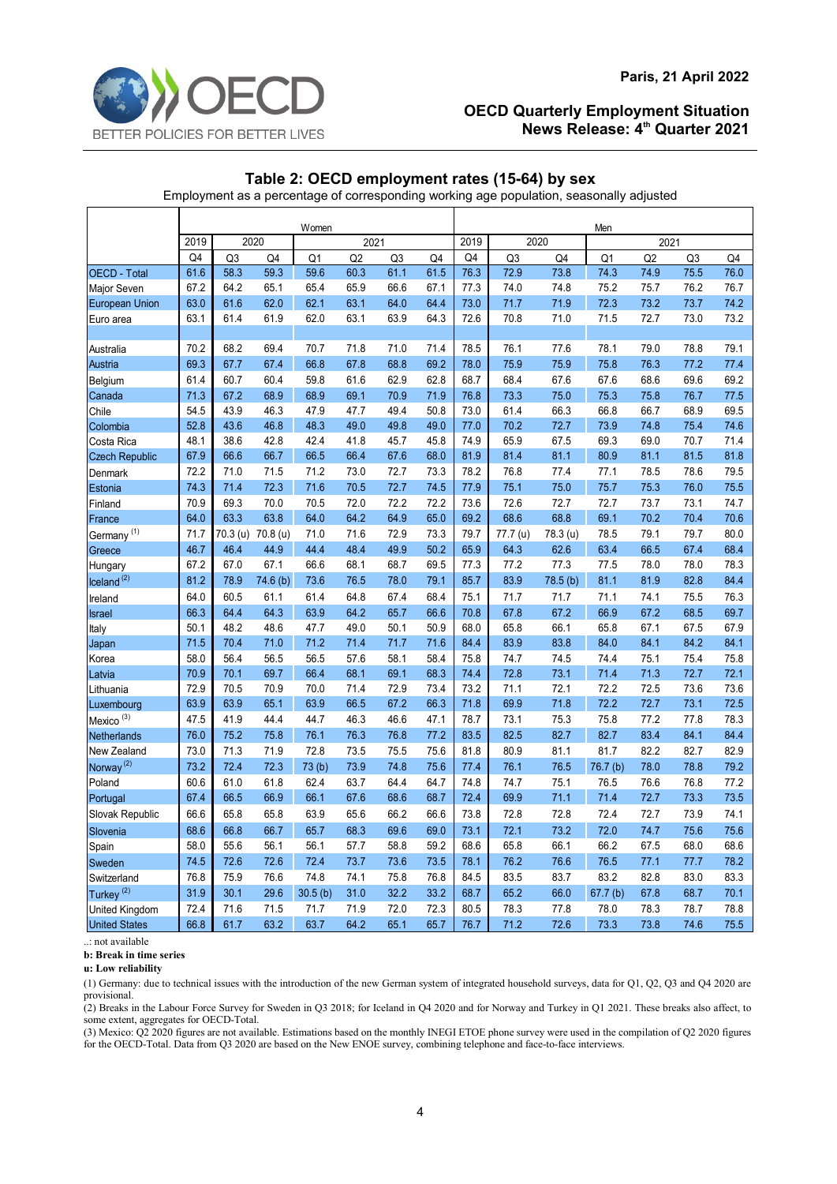Paris, 21 April 2022

**OECD Quarterly Employment Situation**
**News Release: 4th Quarter 2021**

## Table 2: OECD employment rates (15-64) by sex

Employment as a percentage of corresponding working age population, seasonally adjusted

| | Women | | | | | | | Men | | | | | | |
|---|---|---|---|---|---|---|---|---|---|---|---|---|---|---|
| | 2019 | 2020 | | 2021 | | | | 2019 | 2020 | | 2021 | | | |
| | Q4 | Q3 | Q4 | Q1 | Q2 | Q3 | Q4 | Q4 | Q3 | Q4 | Q1 | Q2 | Q3 | Q4 |
| OECD - Total | 61.6 | 58.3 | 59.3 | 59.6 | 60.3 | 61.1 | 61.5 | 76.3 | 72.9 | 73.8 | 74.3 | 74.9 | 75.5 | 76.0 |
| Major Seven | 67.2 | 64.2 | 65.1 | 65.4 | 65.9 | 66.6 | 67.1 | 77.3 | 74.0 | 74.8 | 75.2 | 75.7 | 76.2 | 76.7 |
| European Union | 63.0 | 61.6 | 62.0 | 62.1 | 63.1 | 64.0 | 64.4 | 73.0 | 71.7 | 71.9 | 72.3 | 73.2 | 73.7 | 74.2 |
| Euro area | 63.1 | 61.4 | 61.9 | 62.0 | 63.1 | 63.9 | 64.3 | 72.6 | 70.8 | 71.0 | 71.5 | 72.7 | 73.0 | 73.2 |
| | | | | | | | | | | | | | | |
| Australia | 70.2 | 68.2 | 69.4 | 70.7 | 71.8 | 71.0 | 71.4 | 78.5 | 76.1 | 77.6 | 78.1 | 79.0 | 78.8 | 79.1 |
| Austria | 69.3 | 67.7 | 67.4 | 66.8 | 67.8 | 68.8 | 69.2 | 78.0 | 75.9 | 75.9 | 75.8 | 76.3 | 77.2 | 77.4 |
| Belgium | 61.4 | 60.7 | 60.4 | 59.8 | 61.6 | 62.9 | 62.8 | 68.7 | 68.4 | 67.6 | 67.6 | 68.6 | 69.6 | 69.2 |
| Canada | 71.3 | 67.2 | 68.9 | 68.9 | 69.1 | 70.9 | 71.9 | 76.8 | 73.3 | 75.0 | 75.3 | 75.8 | 76.7 | 77.5 |
| Chile | 54.5 | 43.9 | 46.3 | 47.9 | 47.7 | 49.4 | 50.8 | 73.0 | 61.4 | 66.3 | 66.8 | 66.7 | 68.9 | 69.5 |
| Colombia | 52.8 | 43.6 | 46.8 | 48.3 | 49.0 | 49.8 | 49.0 | 77.0 | 70.2 | 72.7 | 73.9 | 74.8 | 75.4 | 74.6 |
| Costa Rica | 48.1 | 38.6 | 42.8 | 42.4 | 41.8 | 45.7 | 45.8 | 74.9 | 65.9 | 67.5 | 69.3 | 69.0 | 70.7 | 71.4 |
| Czech Republic | 67.9 | 66.6 | 66.7 | 66.5 | 66.4 | 67.6 | 68.0 | 81.9 | 81.4 | 81.1 | 80.9 | 81.1 | 81.5 | 81.8 |
| Denmark | 72.2 | 71.0 | 71.5 | 71.2 | 73.0 | 72.7 | 73.3 | 78.2 | 76.8 | 77.4 | 77.1 | 78.5 | 78.6 | 79.5 |
| Estonia | 74.3 | 71.4 | 72.3 | 71.6 | 70.5 | 72.7 | 74.5 | 77.9 | 75.1 | 75.0 | 75.7 | 75.3 | 76.0 | 75.5 |
| Finland | 70.9 | 69.3 | 70.0 | 70.5 | 72.0 | 72.2 | 72.2 | 73.6 | 72.6 | 72.7 | 72.7 | 73.7 | 73.1 | 74.7 |
| France | 64.0 | 63.3 | 63.8 | 64.0 | 64.2 | 64.9 | 65.0 | 69.2 | 68.6 | 68.8 | 69.1 | 70.2 | 70.4 | 70.6 |
| Germany [1] | 71.7 | 70.3 (u) | 70.8 (u) | 71.0 | 71.6 | 72.9 | 73.3 | 79.7 | 77.7 (u) | 78.3 (u) | 78.5 | 79.1 | 79.7 | 80.0 |
| Greece | 46.7 | 46.4 | 44.9 | 44.4 | 48.4 | 49.9 | 50.2 | 65.9 | 64.3 | 62.6 | 63.4 | 66.5 | 67.4 | 68.4 |
| Hungary | 67.2 | 67.0 | 67.1 | 66.6 | 68.1 | 68.7 | 69.5 | 77.3 | 77.2 | 77.3 | 77.5 | 78.0 | 78.0 | 78.3 |
| Iceland [2] | 81.2 | 78.9 | 74.6 (b) | 73.6 | 76.5 | 78.0 | 79.1 | 85.7 | 83.9 | 78.5 (b) | 81.1 | 81.9 | 82.8 | 84.4 |
| Ireland | 64.0 | 60.5 | 61.1 | 61.4 | 64.8 | 67.4 | 68.4 | 75.1 | 71.7 | 71.7 | 71.1 | 74.1 | 75.5 | 76.3 |
| Israel | 66.3 | 64.4 | 64.3 | 63.9 | 64.2 | 65.7 | 66.6 | 70.8 | 67.8 | 67.2 | 66.9 | 67.2 | 68.5 | 69.7 |
| Italy | 50.1 | 48.2 | 48.6 | 47.7 | 49.0 | 50.1 | 50.9 | 68.0 | 65.8 | 66.1 | 65.8 | 67.1 | 67.5 | 67.9 |
| Japan | 71.5 | 70.4 | 71.0 | 71.2 | 71.4 | 71.7 | 71.6 | 84.4 | 83.9 | 83.8 | 84.0 | 84.1 | 84.2 | 84.1 |
| Korea | 58.0 | 56.4 | 56.5 | 56.5 | 57.6 | 58.1 | 58.4 | 75.8 | 74.7 | 74.5 | 74.4 | 75.1 | 75.4 | 75.8 |
| Latvia | 70.9 | 70.1 | 69.7 | 66.4 | 68.1 | 69.1 | 68.3 | 74.4 | 72.8 | 73.1 | 71.4 | 71.3 | 72.7 | 72.1 |
| Lithuania | 72.9 | 70.5 | 70.9 | 70.0 | 71.4 | 72.9 | 73.4 | 73.2 | 71.1 | 72.1 | 72.2 | 72.5 | 73.6 | 73.6 |
| Luxembourg | 63.9 | 63.9 | 65.1 | 63.9 | 66.5 | 67.2 | 66.3 | 71.8 | 69.9 | 71.8 | 72.2 | 72.7 | 73.1 | 72.5 |
| Mexico [3] | 47.5 | 41.9 | 44.4 | 44.7 | 46.3 | 46.6 | 47.1 | 78.7 | 73.1 | 75.3 | 75.8 | 77.2 | 77.8 | 78.3 |
| Netherlands | 76.0 | 75.2 | 75.8 | 76.1 | 76.3 | 76.8 | 77.2 | 83.5 | 82.5 | 82.7 | 82.7 | 83.4 | 84.1 | 84.4 |
| New Zealand | 73.0 | 71.3 | 71.9 | 72.8 | 73.5 | 75.5 | 75.6 | 81.8 | 80.9 | 81.1 | 81.7 | 82.2 | 82.7 | 82.9 |
| Norway [2] | 73.2 | 72.4 | 72.3 | 73 (b) | 73.9 | 74.8 | 75.6 | 77.4 | 76.1 | 76.5 | 76.7 (b) | 78.0 | 78.8 | 79.2 |
| Poland | 60.6 | 61.0 | 61.8 | 62.4 | 63.7 | 64.4 | 64.7 | 74.8 | 74.7 | 75.1 | 76.5 | 76.6 | 76.8 | 77.2 |
| Portugal | 67.4 | 66.5 | 66.9 | 66.1 | 67.6 | 68.6 | 68.7 | 72.4 | 69.9 | 71.1 | 71.4 | 72.7 | 73.3 | 73.5 |
| Slovak Republic | 66.6 | 65.8 | 65.8 | 63.9 | 65.6 | 66.2 | 66.6 | 73.8 | 72.8 | 72.8 | 72.4 | 72.7 | 73.9 | 74.1 |
| Slovenia | 68.6 | 66.8 | 66.7 | 65.7 | 68.3 | 69.6 | 69.0 | 73.1 | 72.1 | 73.2 | 72.0 | 74.7 | 75.6 | 75.6 |
| Spain | 58.0 | 55.6 | 56.1 | 56.1 | 57.7 | 58.8 | 59.2 | 68.6 | 65.8 | 66.1 | 66.2 | 67.5 | 68.0 | 68.6 |
| Sweden | 74.5 | 72.6 | 72.6 | 72.4 | 73.7 | 73.6 | 73.5 | 78.1 | 76.2 | 76.6 | 76.5 | 77.1 | 77.7 | 78.2 |
| Switzerland | 76.8 | 75.9 | 76.6 | 74.8 | 74.1 | 75.8 | 76.8 | 84.5 | 83.5 | 83.7 | 83.2 | 82.8 | 83.0 | 83.3 |
| Turkey [2] | 31.9 | 30.1 | 29.6 | 30.5 (b) | 31.0 | 32.2 | 33.2 | 68.7 | 65.2 | 66.0 | 67.7 (b) | 67.8 | 68.7 | 70.1 |
| United Kingdom | 72.4 | 71.6 | 71.5 | 71.7 | 71.9 | 72.0 | 72.3 | 80.5 | 78.3 | 77.8 | 78.0 | 78.3 | 78.7 | 78.8 |
| United States | 66.8 | 61.7 | 63.2 | 63.7 | 64.2 | 65.1 | 65.7 | 76.7 | 71.2 | 72.6 | 73.3 | 73.8 | 74.6 | 75.5 |

..: not available

**b: Break in time series**

**u: Low reliability**

(1) Germany: due to technical issues with the introduction of the new German system of integrated household surveys, data for Q1, Q2, Q3 and Q4 2020 are provisional.

(2) Breaks in the Labour Force Survey for Sweden in Q3 2018; for Iceland in Q4 2020 and for Norway and Turkey in Q1 2021. These breaks also affect, to some extent, aggregates for OECD-Total.

(3) Mexico: Q2 2020 figures are not available. Estimations based on the monthly INEGI ETOE phone survey were used in the compilation of Q2 2020 figures for the OECD-Total. Data from Q3 2020 are based on the New ENOE survey, combining telephone and face-to-face interviews.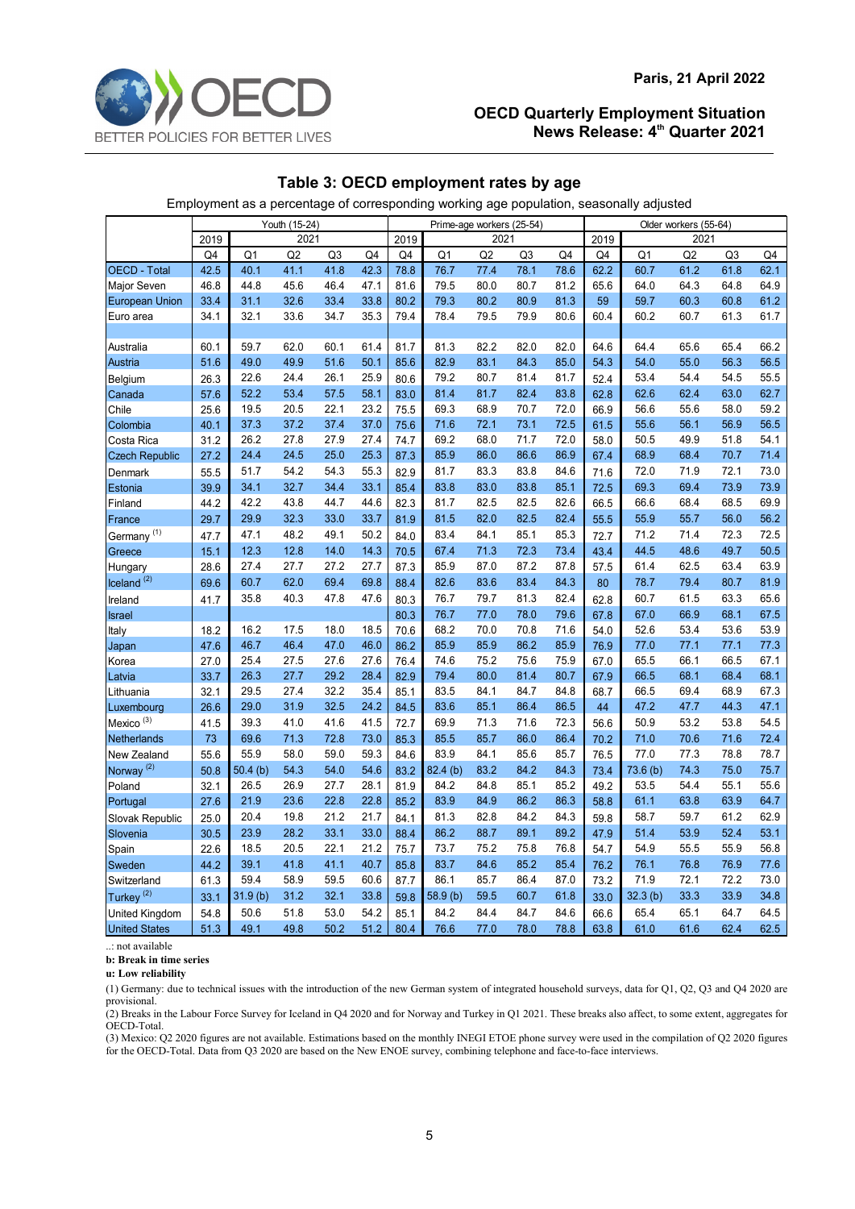## Table 3: OECD employment rates by age

Employment as a percentage of corresponding working age population, seasonally adjusted

| | Youth (15-24) | | | | | Prime-age workers (25-54) | | | | | Older workers (55-64) | | | | |
|---|---|---|---|---|---|---|---|---|---|---|---|---|---|---|---|
| | 2019 | 2021 | | | | 2019 | 2021 | | | | 2019 | 2021 | | | |
| | Q4 | Q1 | Q2 | Q3 | Q4 | Q4 | Q1 | Q2 | Q3 | Q4 | Q4 | Q1 | Q2 | Q3 | Q4 |
| OECD - Total | 42.5 | 40.1 | 41.1 | 41.8 | 42.3 | 78.8 | 76.7 | 77.4 | 78.1 | 78.6 | 62.2 | 60.7 | 61.2 | 61.8 | 62.1 |
| Major Seven | 46.8 | 44.8 | 45.6 | 46.4 | 47.1 | 81.6 | 79.5 | 80.0 | 80.7 | 81.2 | 65.6 | 64.0 | 64.3 | 64.8 | 64.9 |
| European Union | 33.4 | 31.1 | 32.6 | 33.4 | 33.8 | 80.2 | 79.3 | 80.2 | 80.9 | 81.3 | 59 | 59.7 | 60.3 | 60.8 | 61.2 |
| Euro area | 34.1 | 32.1 | 33.6 | 34.7 | 35.3 | 79.4 | 78.4 | 79.5 | 79.9 | 80.6 | 60.4 | 60.2 | 60.7 | 61.3 | 61.7 |
| | | | | | | | | | | | | | | | |
| Australia | 60.1 | 59.7 | 62.0 | 60.1 | 61.4 | 81.7 | 81.3 | 82.2 | 82.0 | 82.0 | 64.6 | 64.4 | 65.6 | 65.4 | 66.2 |
| Austria | 51.6 | 49.0 | 49.9 | 51.6 | 50.1 | 85.6 | 82.9 | 83.1 | 84.3 | 85.0 | 54.3 | 54.0 | 55.0 | 56.3 | 56.5 |
| Belgium | 26.3 | 22.6 | 24.4 | 26.1 | 25.9 | 80.6 | 79.2 | 80.7 | 81.4 | 81.7 | 52.4 | 53.4 | 54.4 | 54.5 | 55.5 |
| Canada | 57.6 | 52.2 | 53.4 | 57.5 | 58.1 | 83.0 | 81.4 | 81.7 | 82.4 | 83.8 | 62.8 | 62.6 | 62.4 | 63.0 | 62.7 |
| Chile | 25.6 | 19.5 | 20.5 | 22.1 | 23.2 | 75.5 | 69.3 | 68.9 | 70.7 | 72.0 | 66.9 | 56.6 | 55.6 | 58.0 | 59.2 |
| Colombia | 40.1 | 37.3 | 37.2 | 37.4 | 37.0 | 75.6 | 71.6 | 72.1 | 73.1 | 72.5 | 61.5 | 55.6 | 56.1 | 56.9 | 56.5 |
| Costa Rica | 31.2 | 26.2 | 27.8 | 27.9 | 27.4 | 74.7 | 69.2 | 68.0 | 71.7 | 72.0 | 58.0 | 50.5 | 49.9 | 51.8 | 54.1 |
| Czech Republic | 27.2 | 24.4 | 24.5 | 25.0 | 25.3 | 87.3 | 85.9 | 86.0 | 86.6 | 86.9 | 67.4 | 68.9 | 68.4 | 70.7 | 71.4 |
| Denmark | 55.5 | 51.7 | 54.2 | 54.3 | 55.3 | 82.9 | 81.7 | 83.3 | 83.8 | 84.6 | 71.6 | 72.0 | 71.9 | 72.1 | 73.0 |
| Estonia | 39.9 | 34.1 | 32.7 | 34.4 | 33.1 | 85.4 | 83.8 | 83.0 | 83.8 | 85.1 | 72.5 | 69.3 | 69.4 | 73.9 | 73.9 |
| Finland | 44.2 | 42.2 | 43.8 | 44.7 | 44.6 | 82.3 | 81.7 | 82.5 | 82.5 | 82.6 | 66.5 | 66.6 | 68.4 | 68.5 | 69.9 |
| France | 29.7 | 29.9 | 32.3 | 33.0 | 33.7 | 81.9 | 81.5 | 82.0 | 82.5 | 82.4 | 55.5 | 55.9 | 55.7 | 56.0 | 56.2 |
| Germany (1) | 47.7 | 47.1 | 48.2 | 49.1 | 50.2 | 84.0 | 83.4 | 84.1 | 85.1 | 85.3 | 72.7 | 71.2 | 71.4 | 72.3 | 72.5 |
| Greece | 15.1 | 12.3 | 12.8 | 14.0 | 14.3 | 70.5 | 67.4 | 71.3 | 72.3 | 73.4 | 43.4 | 44.5 | 48.6 | 49.7 | 50.5 |
| Hungary | 28.6 | 27.4 | 27.7 | 27.2 | 27.7 | 87.3 | 85.9 | 87.0 | 87.2 | 87.8 | 57.5 | 61.4 | 62.5 | 63.4 | 63.9 |
| Iceland (2) | 69.6 | 60.7 | 62.0 | 69.4 | 69.8 | 88.4 | 82.6 | 83.6 | 83.4 | 84.3 | 80 | 78.7 | 79.4 | 80.7 | 81.9 |
| Ireland | 41.7 | 35.8 | 40.3 | 47.8 | 47.6 | 80.3 | 76.7 | 79.7 | 81.3 | 82.4 | 62.8 | 60.7 | 61.5 | 63.3 | 65.6 |
| Israel | | | | | | 80.3 | 76.7 | 77.0 | 78.0 | 79.6 | 67.8 | 67.0 | 66.9 | 68.1 | 67.5 |
| Italy | 18.2 | 16.2 | 17.5 | 18.0 | 18.5 | 70.6 | 68.2 | 70.0 | 70.8 | 71.6 | 54.0 | 52.6 | 53.4 | 53.6 | 53.9 |
| Japan | 47.6 | 46.7 | 46.4 | 47.0 | 46.0 | 86.2 | 85.9 | 85.9 | 86.2 | 85.9 | 76.9 | 77.0 | 77.1 | 77.1 | 77.3 |
| Korea | 27.0 | 25.4 | 27.5 | 27.6 | 27.6 | 76.4 | 74.6 | 75.2 | 75.6 | 75.9 | 67.0 | 65.5 | 66.1 | 66.5 | 67.1 |
| Latvia | 33.7 | 26.3 | 27.7 | 29.2 | 28.4 | 82.9 | 79.4 | 80.0 | 81.4 | 80.7 | 67.9 | 66.5 | 68.1 | 68.4 | 68.1 |
| Lithuania | 32.1 | 29.5 | 27.4 | 32.2 | 35.4 | 85.1 | 83.5 | 84.1 | 84.7 | 84.8 | 68.7 | 66.5 | 69.4 | 68.9 | 67.3 |
| Luxembourg | 26.6 | 29.0 | 31.9 | 32.5 | 24.2 | 84.5 | 83.6 | 85.1 | 86.4 | 86.5 | 44 | 47.2 | 47.7 | 44.3 | 47.1 |
| Mexico (3) | 41.5 | 39.3 | 41.0 | 41.6 | 41.5 | 72.7 | 69.9 | 71.3 | 71.6 | 72.3 | 56.6 | 50.9 | 53.2 | 53.8 | 54.5 |
| Netherlands | 73 | 69.6 | 71.3 | 72.8 | 73.0 | 85.3 | 85.5 | 85.7 | 86.0 | 86.4 | 70.2 | 71.0 | 70.6 | 71.6 | 72.4 |
| New Zealand | 55.6 | 55.9 | 58.0 | 59.0 | 59.3 | 84.6 | 83.9 | 84.1 | 85.6 | 85.7 | 76.5 | 77.0 | 77.3 | 78.8 | 78.7 |
| Norway (2) | 50.8 | 50.4 (b) | 54.3 | 54.0 | 54.6 | 83.2 | 82.4 (b) | 83.2 | 84.2 | 84.3 | 73.4 | 73.6 (b) | 74.3 | 75.0 | 75.7 |
| Poland | 32.1 | 26.5 | 26.9 | 27.7 | 28.1 | 81.9 | 84.2 | 84.8 | 85.1 | 85.2 | 49.2 | 53.5 | 54.4 | 55.1 | 55.6 |
| Portugal | 27.6 | 21.9 | 23.6 | 22.8 | 22.8 | 85.2 | 83.9 | 84.9 | 86.2 | 86.3 | 58.8 | 61.1 | 63.8 | 63.9 | 64.7 |
| Slovak Republic | 25.0 | 20.4 | 19.8 | 21.2 | 21.7 | 84.1 | 81.3 | 82.8 | 84.2 | 84.3 | 59.8 | 58.7 | 59.7 | 61.2 | 62.9 |
| Slovenia | 30.5 | 23.9 | 28.2 | 33.1 | 33.0 | 88.4 | 86.2 | 88.7 | 89.1 | 89.2 | 47.9 | 51.4 | 53.9 | 52.4 | 53.1 |
| Spain | 22.6 | 18.5 | 20.5 | 22.1 | 21.2 | 75.7 | 73.7 | 75.2 | 75.8 | 76.8 | 54.7 | 54.9 | 55.5 | 55.9 | 56.8 |
| Sweden | 44.2 | 39.1 | 41.8 | 41.1 | 40.7 | 85.8 | 83.7 | 84.6 | 85.2 | 85.4 | 76.2 | 76.1 | 76.8 | 76.9 | 77.6 |
| Switzerland | 61.3 | 59.4 | 58.9 | 59.5 | 60.6 | 87.7 | 86.1 | 85.7 | 86.4 | 87.0 | 73.2 | 71.9 | 72.1 | 72.2 | 73.0 |
| Turkey (2) | 33.1 | 31.9 (b) | 31.2 | 32.1 | 33.8 | 59.8 | 58.9 (b) | 59.5 | 60.7 | 61.8 | 33.0 | 32.3 (b) | 33.3 | 33.9 | 34.8 |
| United Kingdom | 54.8 | 50.6 | 51.8 | 53.0 | 54.2 | 85.1 | 84.2 | 84.4 | 84.7 | 84.6 | 66.6 | 65.4 | 65.1 | 64.7 | 64.5 |
| United States | 51.3 | 49.1 | 49.8 | 50.2 | 51.2 | 80.4 | 76.6 | 77.0 | 78.0 | 78.8 | 63.8 | 61.0 | 61.6 | 62.4 | 62.5 |

..: not available

**b: Break in time series**

**u: Low reliability**

(1) Germany: due to technical issues with the introduction of the new German system of integrated household surveys, data for Q1, Q2, Q3 and Q4 2020 are provisional.

(2) Breaks in the Labour Force Survey for Iceland in Q4 2020 and for Norway and Turkey in Q1 2021. These breaks also affect, to some extent, aggregates for OECD-Total.

(3) Mexico: Q2 2020 figures are not available. Estimations based on the monthly INEGI ETOE phone survey were used in the compilation of Q2 2020 figures for the OECD-Total. Data from Q3 2020 are based on the New ENOE survey, combining telephone and face-to-face interviews.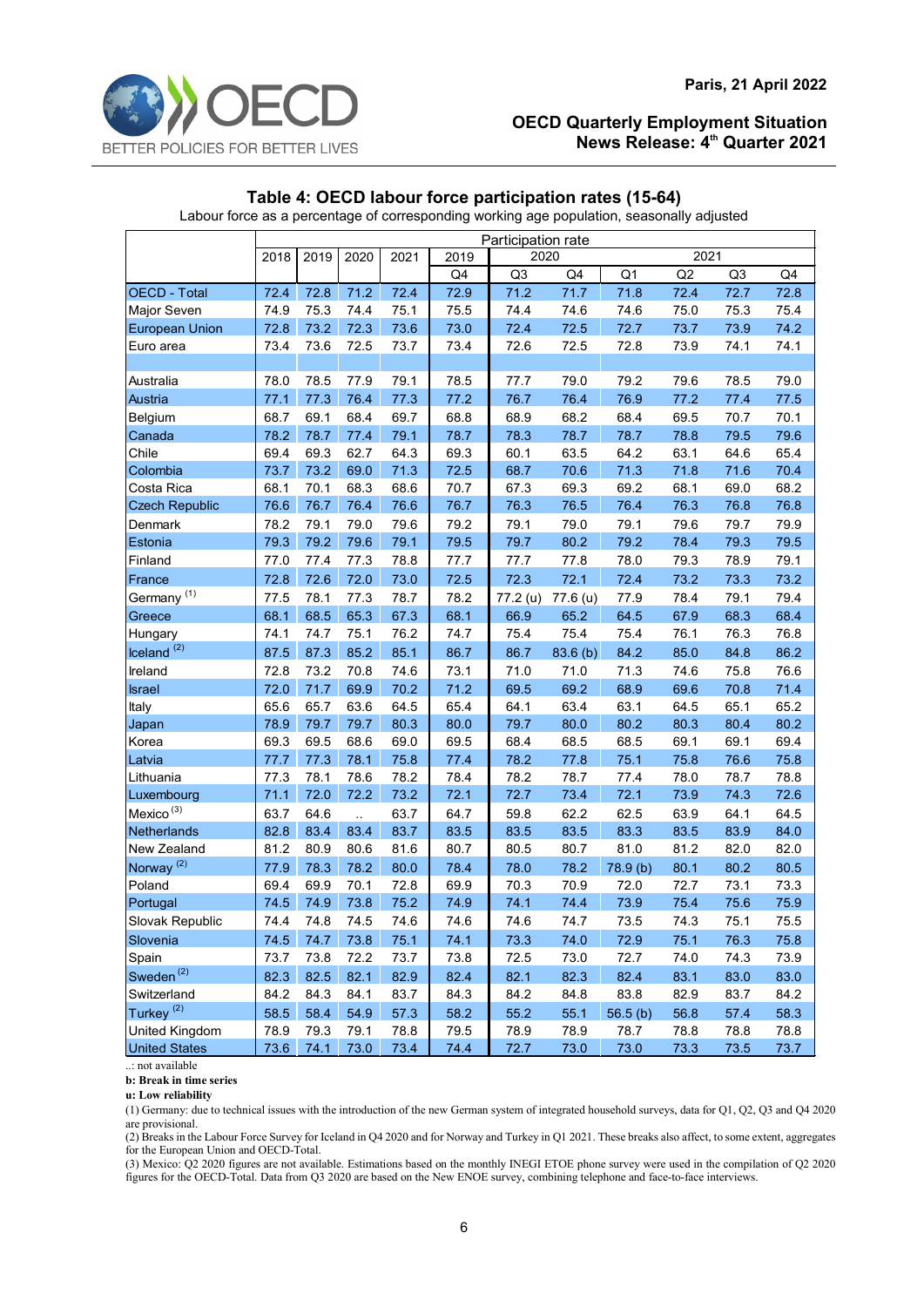Paris, 21 April 2022

**OECD Quarterly Employment Situation**
**News Release: 4th Quarter 2021**

## Table 4: OECD labour force participation rates (15-64)

Labour force as a percentage of corresponding working age population, seasonally adjusted

| | Participation rate | | | | | | | | | | |
|---|---|---|---|---|---|---|---|---|---|---|---|
| | 2018 | 2019 | 2020 | 2021 | 2019 | 2020 | | 2021 | | | |
| | | | | | Q4 | Q3 | Q4 | Q1 | Q2 | Q3 | Q4 |
| OECD - Total | 72.4 | 72.8 | 71.2 | 72.4 | 72.9 | 71.2 | 71.7 | 71.8 | 72.4 | 72.7 | 72.8 |
| Major Seven | 74.9 | 75.3 | 74.4 | 75.1 | 75.5 | 74.4 | 74.6 | 74.6 | 75.0 | 75.3 | 75.4 |
| European Union | 72.8 | 73.2 | 72.3 | 73.6 | 73.0 | 72.4 | 72.5 | 72.7 | 73.7 | 73.9 | 74.2 |
| Euro area | 73.4 | 73.6 | 72.5 | 73.7 | 73.4 | 72.6 | 72.5 | 72.8 | 73.9 | 74.1 | 74.1 |
| | | | | | | | | | | | |
| Australia | 78.0 | 78.5 | 77.9 | 79.1 | 78.5 | 77.7 | 79.0 | 79.2 | 79.6 | 78.5 | 79.0 |
| Austria | 77.1 | 77.3 | 76.4 | 77.3 | 77.2 | 76.7 | 76.4 | 76.9 | 77.2 | 77.4 | 77.5 |
| Belgium | 68.7 | 69.1 | 68.4 | 69.7 | 68.8 | 68.9 | 68.2 | 68.4 | 69.5 | 70.7 | 70.1 |
| Canada | 78.2 | 78.7 | 77.4 | 79.1 | 78.7 | 78.3 | 78.7 | 78.7 | 78.8 | 79.5 | 79.6 |
| Chile | 69.4 | 69.3 | 62.7 | 64.3 | 69.3 | 60.1 | 63.5 | 64.2 | 63.1 | 64.6 | 65.4 |
| Colombia | 73.7 | 73.2 | 69.0 | 71.3 | 72.5 | 68.7 | 70.6 | 71.3 | 71.8 | 71.6 | 70.4 |
| Costa Rica | 68.1 | 70.1 | 68.3 | 68.6 | 70.7 | 67.3 | 69.3 | 69.2 | 68.1 | 69.0 | 68.2 |
| Czech Republic | 76.6 | 76.7 | 76.4 | 76.6 | 76.7 | 76.3 | 76.5 | 76.4 | 76.3 | 76.8 | 76.8 |
| Denmark | 78.2 | 79.1 | 79.0 | 79.6 | 79.2 | 79.1 | 79.0 | 79.1 | 79.6 | 79.7 | 79.9 |
| Estonia | 79.3 | 79.2 | 79.6 | 79.1 | 79.5 | 79.7 | 80.2 | 79.2 | 78.4 | 79.3 | 79.5 |
| Finland | 77.0 | 77.4 | 77.3 | 78.8 | 77.7 | 77.7 | 77.8 | 78.0 | 79.3 | 78.9 | 79.1 |
| France | 72.8 | 72.6 | 72.0 | 73.0 | 72.5 | 72.3 | 72.1 | 72.4 | 73.2 | 73.3 | 73.2 |
| Germany [(1)] | 77.5 | 78.1 | 77.3 | 78.7 | 78.2 | 77.2 (u) | 77.6 (u) | 77.9 | 78.4 | 79.1 | 79.4 |
| Greece | 68.1 | 68.5 | 65.3 | 67.3 | 68.1 | 66.9 | 65.2 | 64.5 | 67.9 | 68.3 | 68.4 |
| Hungary | 74.1 | 74.7 | 75.1 | 76.2 | 74.7 | 75.4 | 75.4 | 75.4 | 76.1 | 76.3 | 76.8 |
| Iceland [(2)] | 87.5 | 87.3 | 85.2 | 85.1 | 86.7 | 86.7 | 83.6 (b) | 84.2 | 85.0 | 84.8 | 86.2 |
| Ireland | 72.8 | 73.2 | 70.8 | 74.6 | 73.1 | 71.0 | 71.0 | 71.3 | 74.6 | 75.8 | 76.6 |
| Israel | 72.0 | 71.7 | 69.9 | 70.2 | 71.2 | 69.5 | 69.2 | 68.9 | 69.6 | 70.8 | 71.4 |
| Italy | 65.6 | 65.7 | 63.6 | 64.5 | 65.4 | 64.1 | 63.4 | 63.1 | 64.5 | 65.1 | 65.2 |
| Japan | 78.9 | 79.7 | 79.7 | 80.3 | 80.0 | 79.7 | 80.0 | 80.2 | 80.3 | 80.4 | 80.2 |
| Korea | 69.3 | 69.5 | 68.6 | 69.0 | 69.5 | 68.4 | 68.5 | 68.5 | 69.1 | 69.1 | 69.4 |
| Latvia | 77.7 | 77.3 | 78.1 | 75.8 | 77.4 | 78.2 | 77.8 | 75.1 | 75.8 | 76.6 | 75.8 |
| Lithuania | 77.3 | 78.1 | 78.6 | 78.2 | 78.4 | 78.2 | 78.7 | 77.4 | 78.0 | 78.7 | 78.8 |
| Luxembourg | 71.1 | 72.0 | 72.2 | 73.2 | 72.1 | 72.7 | 73.4 | 72.1 | 73.9 | 74.3 | 72.6 |
| Mexico [(3)] | 63.7 | 64.6 | .. | 63.7 | 64.7 | 59.8 | 62.2 | 62.5 | 63.9 | 64.1 | 64.5 |
| Netherlands | 82.8 | 83.4 | 83.4 | 83.7 | 83.5 | 83.5 | 83.5 | 83.3 | 83.5 | 83.9 | 84.0 |
| New Zealand | 81.2 | 80.9 | 80.6 | 81.6 | 80.7 | 80.5 | 80.7 | 81.0 | 81.2 | 82.0 | 82.0 |
| Norway [(2)] | 77.9 | 78.3 | 78.2 | 80.0 | 78.4 | 78.0 | 78.2 | 78.9 (b) | 80.1 | 80.2 | 80.5 |
| Poland | 69.4 | 69.9 | 70.1 | 72.8 | 69.9 | 70.3 | 70.9 | 72.0 | 72.7 | 73.1 | 73.3 |
| Portugal | 74.5 | 74.9 | 73.8 | 75.2 | 74.9 | 74.1 | 74.4 | 73.9 | 75.4 | 75.6 | 75.9 |
| Slovak Republic | 74.4 | 74.8 | 74.5 | 74.6 | 74.6 | 74.6 | 74.7 | 73.5 | 74.3 | 75.1 | 75.5 |
| Slovenia | 74.5 | 74.7 | 73.8 | 75.1 | 74.1 | 73.3 | 74.0 | 72.9 | 75.1 | 76.3 | 75.8 |
| Spain | 73.7 | 73.8 | 72.2 | 73.7 | 73.8 | 72.5 | 73.0 | 72.7 | 74.0 | 74.3 | 73.9 |
| Sweden [(2)] | 82.3 | 82.5 | 82.1 | 82.9 | 82.4 | 82.1 | 82.3 | 82.4 | 83.1 | 83.0 | 83.0 |
| Switzerland | 84.2 | 84.3 | 84.1 | 83.7 | 84.3 | 84.2 | 84.8 | 83.8 | 82.9 | 83.7 | 84.2 |
| Turkey [(2)] | 58.5 | 58.4 | 54.9 | 57.3 | 58.2 | 55.2 | 55.1 | 56.5 (b) | 56.8 | 57.4 | 58.3 |
| United Kingdom | 78.9 | 79.3 | 79.1 | 78.8 | 79.5 | 78.9 | 78.9 | 78.7 | 78.8 | 78.8 | 78.8 |
| United States | 73.6 | 74.1 | 73.0 | 73.4 | 74.4 | 72.7 | 73.0 | 73.0 | 73.3 | 73.5 | 73.7 |

..: not available

**b: Break in time series**

**u: Low reliability**

(1) Germany: due to technical issues with the introduction of the new German system of integrated household surveys, data for Q1, Q2, Q3 and Q4 2020 are provisional.

(2) Breaks in the Labour Force Survey for Iceland in Q4 2020 and for Norway and Turkey in Q1 2021. These breaks also affect, to some extent, aggregates for the European Union and OECD-Total.

(3) Mexico: Q2 2020 figures are not available. Estimations based on the monthly INEGI ETOE phone survey were used in the compilation of Q2 2020 figures for the OECD-Total. Data from Q3 2020 are based on the New ENOE survey, combining telephone and face-to-face interviews.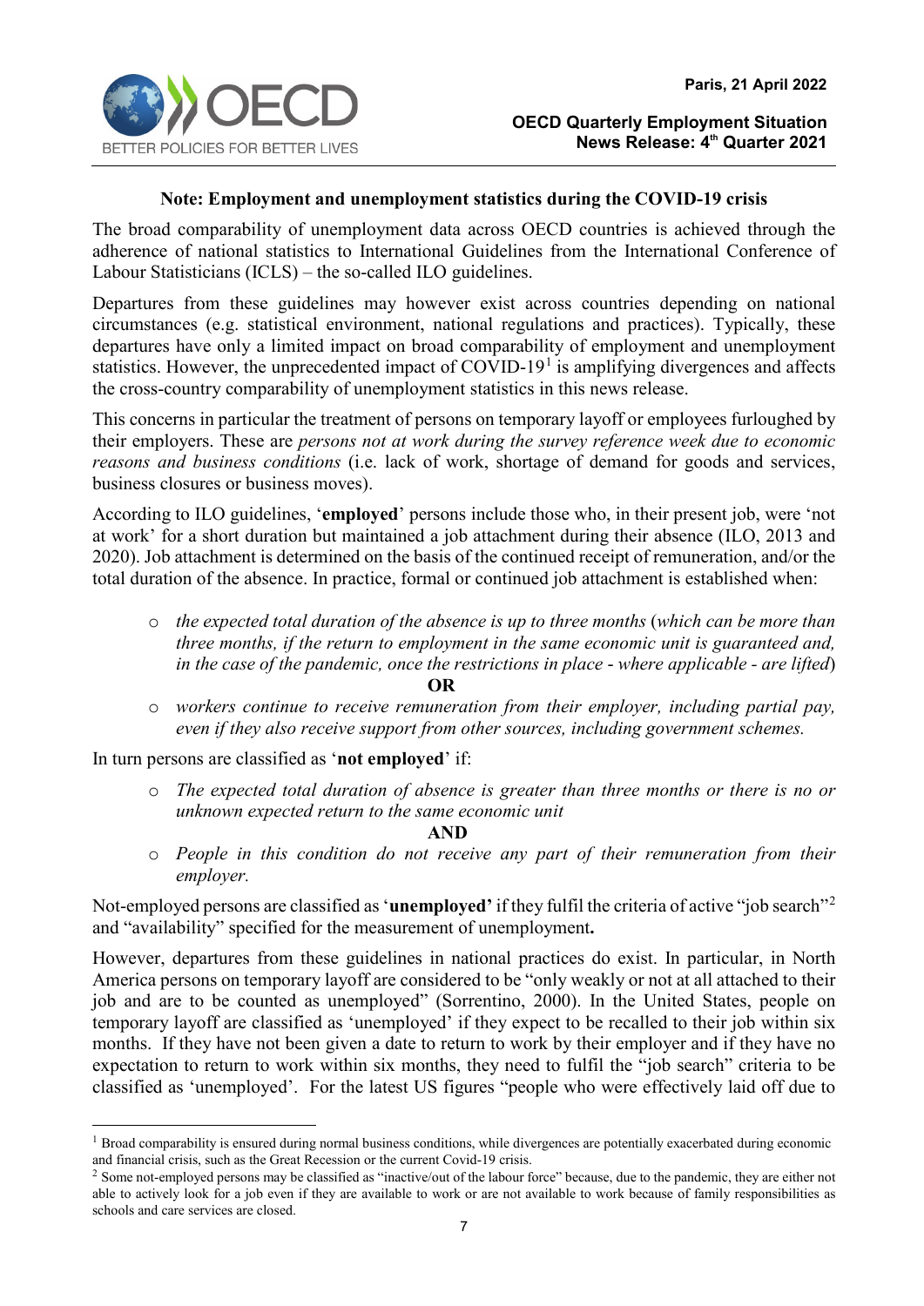**Note: Employment and unemployment statistics during the COVID-19 crisis**

The broad comparability of unemployment data across OECD countries is achieved through the adherence of national statistics to International Guidelines from the International Conference of Labour Statisticians (ICLS) – the so-called ILO guidelines.

Departures from these guidelines may however exist across countries depending on national circumstances (e.g. statistical environment, national regulations and practices). Typically, these departures have only a limited impact on broad comparability of employment and unemployment statistics. However, the unprecedented impact of COVID-19[1] is amplifying divergences and affects the cross-country comparability of unemployment statistics in this news release.

This concerns in particular the treatment of persons on temporary layoff or employees furloughed by their employers. These are *persons not at work during the survey reference week due to economic reasons and business conditions* (i.e. lack of work, shortage of demand for goods and services, business closures or business moves).

According to ILO guidelines, '**employed**' persons include those who, in their present job, were 'not at work' for a short duration but maintained a job attachment during their absence (ILO, 2013 and 2020). Job attachment is determined on the basis of the continued receipt of remuneration, and/or the total duration of the absence. In practice, formal or continued job attachment is established when:

- *the expected total duration of the absence is up to three months* (*which can be more than three months, if the return to employment in the same economic unit is guaranteed and, in the case of the pandemic, once the restrictions in place - where applicable - are lifted*)

  **OR**

- *workers continue to receive remuneration from their employer, including partial pay, even if they also receive support from other sources, including government schemes.*

In turn persons are classified as '**not employed**' if:

- *The expected total duration of absence is greater than three months or there is no or unknown expected return to the same economic unit*

  **AND**

- *People in this condition do not receive any part of their remuneration from their employer.*

Not-employed persons are classified as '**unemployed**' if they fulfil the criteria of active "job search"[2] and "availability" specified for the measurement of unemployment**.**

However, departures from these guidelines in national practices do exist. In particular, in North America persons on temporary layoff are considered to be "only weakly or not at all attached to their job and are to be counted as unemployed" (Sorrentino, 2000). In the United States, people on temporary layoff are classified as 'unemployed' if they expect to be recalled to their job within six months. If they have not been given a date to return to work by their employer and if they have no expectation to return to work within six months, they need to fulfil the "job search" criteria to be classified as 'unemployed'. For the latest US figures "people who were effectively laid off due to

[1] Broad comparability is ensured during normal business conditions, while divergences are potentially exacerbated during economic and financial crisis, such as the Great Recession or the current Covid-19 crisis.

[2] Some not-employed persons may be classified as "inactive/out of the labour force" because, due to the pandemic, they are either not able to actively look for a job even if they are available to work or are not available to work because of family responsibilities as schools and care services are closed.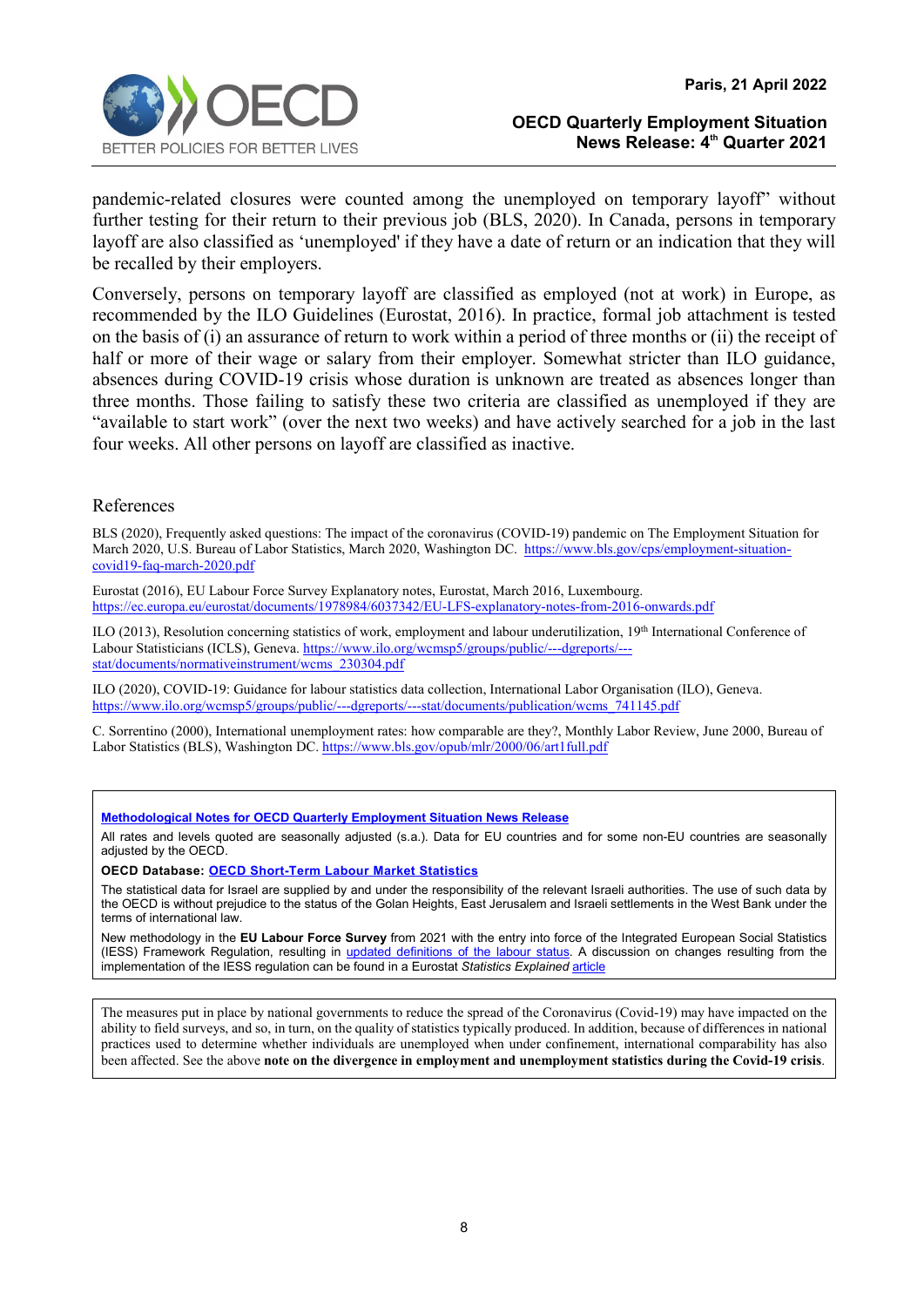pandemic-related closures were counted among the unemployed on temporary layoff" without further testing for their return to their previous job (BLS, 2020). In Canada, persons in temporary layoff are also classified as 'unemployed' if they have a date of return or an indication that they will be recalled by their employers.

Conversely, persons on temporary layoff are classified as employed (not at work) in Europe, as recommended by the ILO Guidelines (Eurostat, 2016). In practice, formal job attachment is tested on the basis of (i) an assurance of return to work within a period of three months or (ii) the receipt of half or more of their wage or salary from their employer. Somewhat stricter than ILO guidance, absences during COVID-19 crisis whose duration is unknown are treated as absences longer than three months. Those failing to satisfy these two criteria are classified as unemployed if they are "available to start work" (over the next two weeks) and have actively searched for a job in the last four weeks. All other persons on layoff are classified as inactive.

## References

BLS (2020), Frequently asked questions: The impact of the coronavirus (COVID-19) pandemic on The Employment Situation for March 2020, U.S. Bureau of Labor Statistics, March 2020, Washington DC. https://www.bls.gov/cps/employment-situation-covid19-faq-march-2020.pdf

Eurostat (2016), EU Labour Force Survey Explanatory notes, Eurostat, March 2016, Luxembourg. https://ec.europa.eu/eurostat/documents/1978984/6037342/EU-LFS-explanatory-notes-from-2016-onwards.pdf

ILO (2013), Resolution concerning statistics of work, employment and labour underutilization, 19th International Conference of Labour Statisticians (ICLS), Geneva. https://www.ilo.org/wcmsp5/groups/public/---dgreports/---stat/documents/normativeinstrument/wcms_230304.pdf

ILO (2020), COVID-19: Guidance for labour statistics data collection, International Labor Organisation (ILO), Geneva. https://www.ilo.org/wcmsp5/groups/public/---dgreports/---stat/documents/publication/wcms_741145.pdf

C. Sorrentino (2000), International unemployment rates: how comparable are they?, Monthly Labor Review, June 2000, Bureau of Labor Statistics (BLS), Washington DC. https://www.bls.gov/opub/mlr/2000/06/art1full.pdf

---

**Methodological Notes for OECD Quarterly Employment Situation News Release**

All rates and levels quoted are seasonally adjusted (s.a.). Data for EU countries and for some non-EU countries are seasonally adjusted by the OECD.

**OECD Database: OECD Short-Term Labour Market Statistics**

The statistical data for Israel are supplied by and under the responsibility of the relevant Israeli authorities. The use of such data by the OECD is without prejudice to the status of the Golan Heights, East Jerusalem and Israeli settlements in the West Bank under the terms of international law.

New methodology in the **EU Labour Force Survey** from 2021 with the entry into force of the Integrated European Social Statistics (IESS) Framework Regulation, resulting in updated definitions of the labour status. A discussion on changes resulting from the implementation of the IESS regulation can be found in a Eurostat *Statistics Explained* article

---

The measures put in place by national governments to reduce the spread of the Coronavirus (Covid-19) may have impacted on the ability to field surveys, and so, in turn, on the quality of statistics typically produced. In addition, because of differences in national practices used to determine whether individuals are unemployed when under confinement, international comparability has also been affected. See the above **note on the divergence in employment and unemployment statistics during the Covid-19 crisis**.